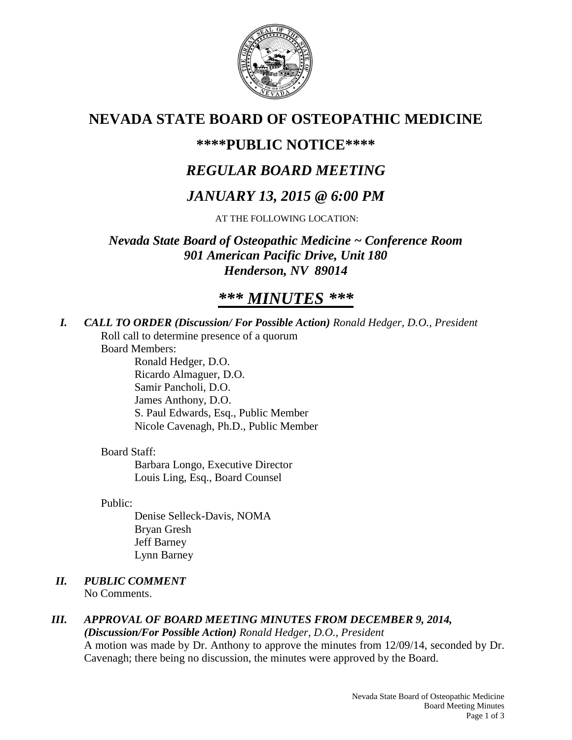# NEVADA STATE BOARD OF OSTEOPATHIC MEDICINE

## ****PUBLIC NOTICE****

## *REGULAR BOARD MEETING*

## *JANUARY 13, 2015 @ 6:00 PM*

AT THE FOLLOWING LOCATION:

***Nevada State Board of Osteopathic Medicine ~ Conference Room***
***901 American Pacific Drive, Unit 180***
***Henderson, NV 89014***

# *\*\*\* MINUTES \*\*\**

***I. CALL TO ORDER (Discussion/ For Possible Action)*** *Ronald Hedger, D.O., President*

Roll call to determine presence of a quorum

Board Members:

- Ronald Hedger, D.O.
- Ricardo Almaguer, D.O.
- Samir Pancholi, D.O.
- James Anthony, D.O.
- S. Paul Edwards, Esq., Public Member
- Nicole Cavenagh, Ph.D., Public Member

Board Staff:

- Barbara Longo, Executive Director
- Louis Ling, Esq., Board Counsel

Public:

- Denise Selleck-Davis, NOMA
- Bryan Gresh
- Jeff Barney
- Lynn Barney

***II. PUBLIC COMMENT***

No Comments.

***III. APPROVAL OF BOARD MEETING MINUTES FROM DECEMBER 9, 2014, (Discussion/For Possible Action)*** *Ronald Hedger, D.O., President*

A motion was made by Dr. Anthony to approve the minutes from 12/09/14, seconded by Dr. Cavenagh; there being no discussion, the minutes were approved by the Board.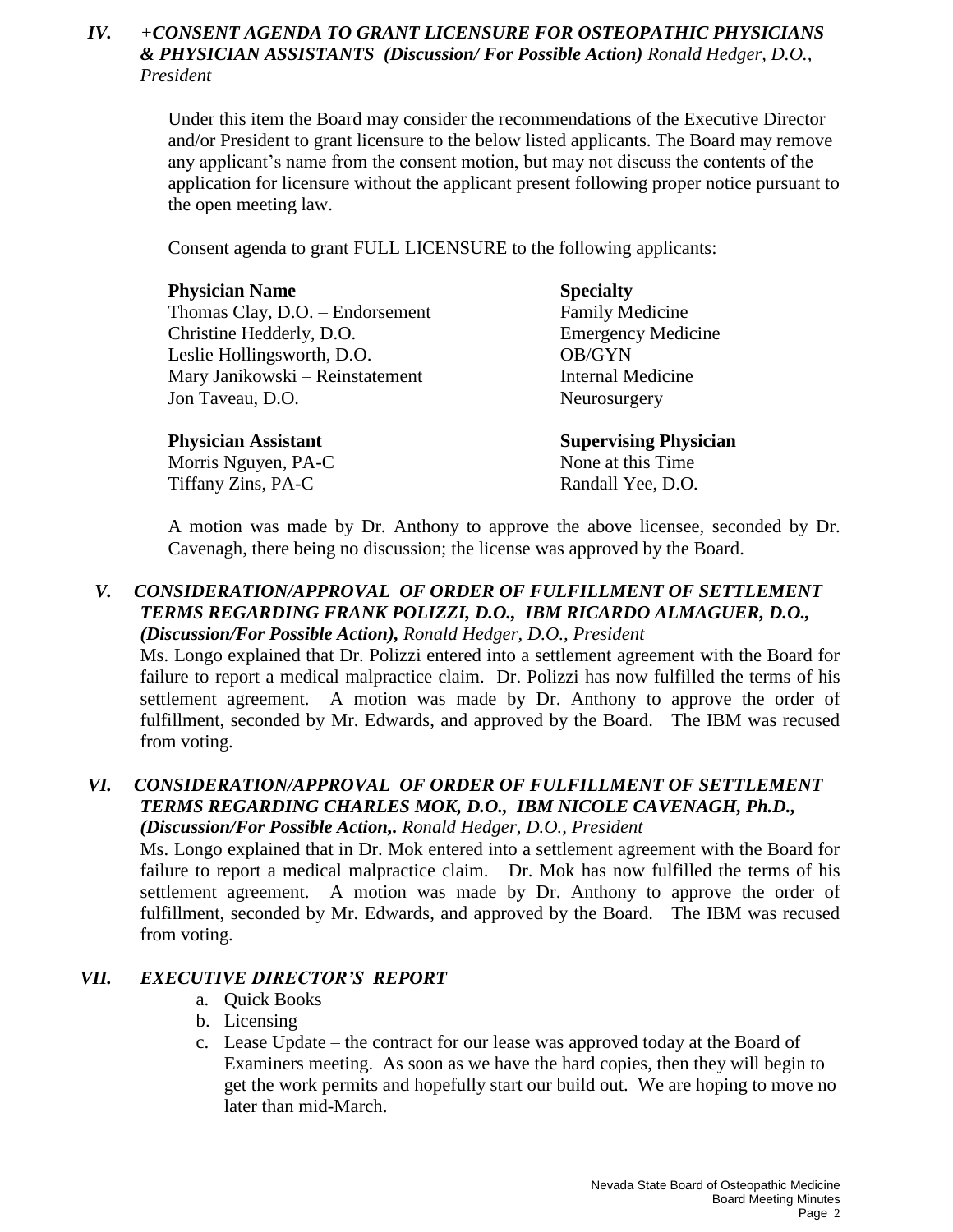## IV. *+CONSENT AGENDA TO GRANT LICENSURE FOR OSTEOPATHIC PHYSICIANS & PHYSICIAN ASSISTANTS (Discussion/ For Possible Action) Ronald Hedger, D.O., President*

Under this item the Board may consider the recommendations of the Executive Director and/or President to grant licensure to the below listed applicants. The Board may remove any applicant's name from the consent motion, but may not discuss the contents of the application for licensure without the applicant present following proper notice pursuant to the open meeting law.

Consent agenda to grant FULL LICENSURE to the following applicants:

| **Physician Name** | **Specialty** |
|---|---|
| Thomas Clay, D.O. – Endorsement | Family Medicine |
| Christine Hedderly, D.O. | Emergency Medicine |
| Leslie Hollingsworth, D.O. | OB/GYN |
| Mary Janikowski – Reinstatement | Internal Medicine |
| Jon Taveau, D.O. | Neurosurgery |

| **Physician Assistant** | **Supervising Physician** |
|---|---|
| Morris Nguyen, PA-C | None at this Time |
| Tiffany Zins, PA-C | Randall Yee, D.O. |

A motion was made by Dr. Anthony to approve the above licensee, seconded by Dr. Cavenagh, there being no discussion; the license was approved by the Board.

## V. *CONSIDERATION/APPROVAL OF ORDER OF FULFILLMENT OF SETTLEMENT TERMS REGARDING FRANK POLIZZI, D.O., IBM RICARDO ALMAGUER, D.O., (Discussion/For Possible Action), Ronald Hedger, D.O., President*

Ms. Longo explained that Dr. Polizzi entered into a settlement agreement with the Board for failure to report a medical malpractice claim. Dr. Polizzi has now fulfilled the terms of his settlement agreement. A motion was made by Dr. Anthony to approve the order of fulfillment, seconded by Mr. Edwards, and approved by the Board. The IBM was recused from voting.

## VI. *CONSIDERATION/APPROVAL OF ORDER OF FULFILLMENT OF SETTLEMENT TERMS REGARDING CHARLES MOK, D.O., IBM NICOLE CAVENAGH, Ph.D., (Discussion/For Possible Action,. Ronald Hedger, D.O., President*

Ms. Longo explained that in Dr. Mok entered into a settlement agreement with the Board for failure to report a medical malpractice claim. Dr. Mok has now fulfilled the terms of his settlement agreement. A motion was made by Dr. Anthony to approve the order of fulfillment, seconded by Mr. Edwards, and approved by the Board. The IBM was recused from voting.

## VII. *EXECUTIVE DIRECTOR'S REPORT*

a. Quick Books
b. Licensing
c. Lease Update – the contract for our lease was approved today at the Board of Examiners meeting. As soon as we have the hard copies, then they will begin to get the work permits and hopefully start our build out. We are hoping to move no later than mid-March.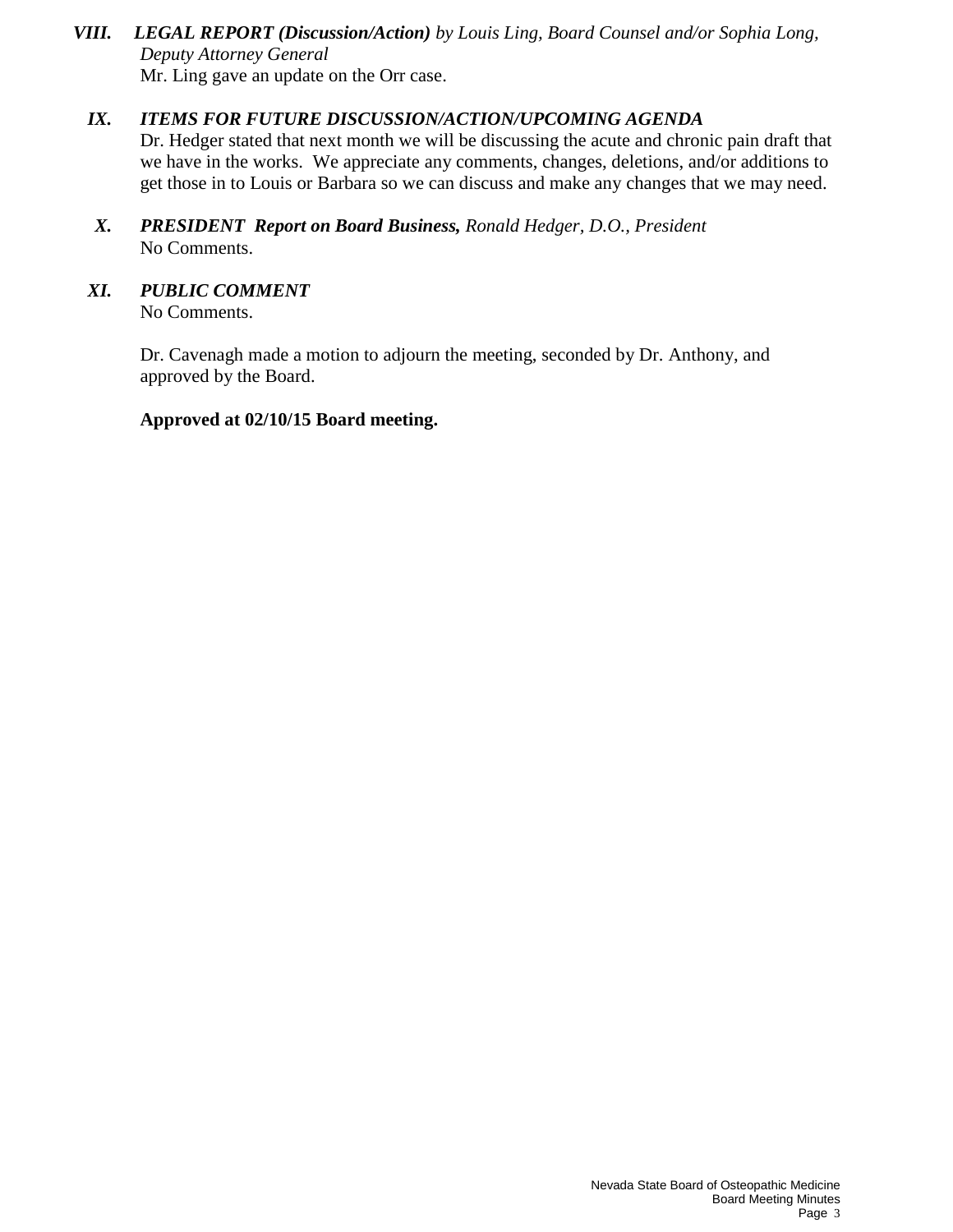***VIII. LEGAL REPORT (Discussion/Action)*** *by Louis Ling, Board Counsel and/or Sophia Long, Deputy Attorney General*

Mr. Ling gave an update on the Orr case.

***IX. ITEMS FOR FUTURE DISCUSSION/ACTION/UPCOMING AGENDA***

Dr. Hedger stated that next month we will be discussing the acute and chronic pain draft that we have in the works. We appreciate any comments, changes, deletions, and/or additions to get those in to Louis or Barbara so we can discuss and make any changes that we may need.

***X. PRESIDENT Report on Board Business,*** *Ronald Hedger, D.O., President*

No Comments.

***XI. PUBLIC COMMENT***

No Comments.

Dr. Cavenagh made a motion to adjourn the meeting, seconded by Dr. Anthony, and approved by the Board.

**Approved at 02/10/15 Board meeting.**